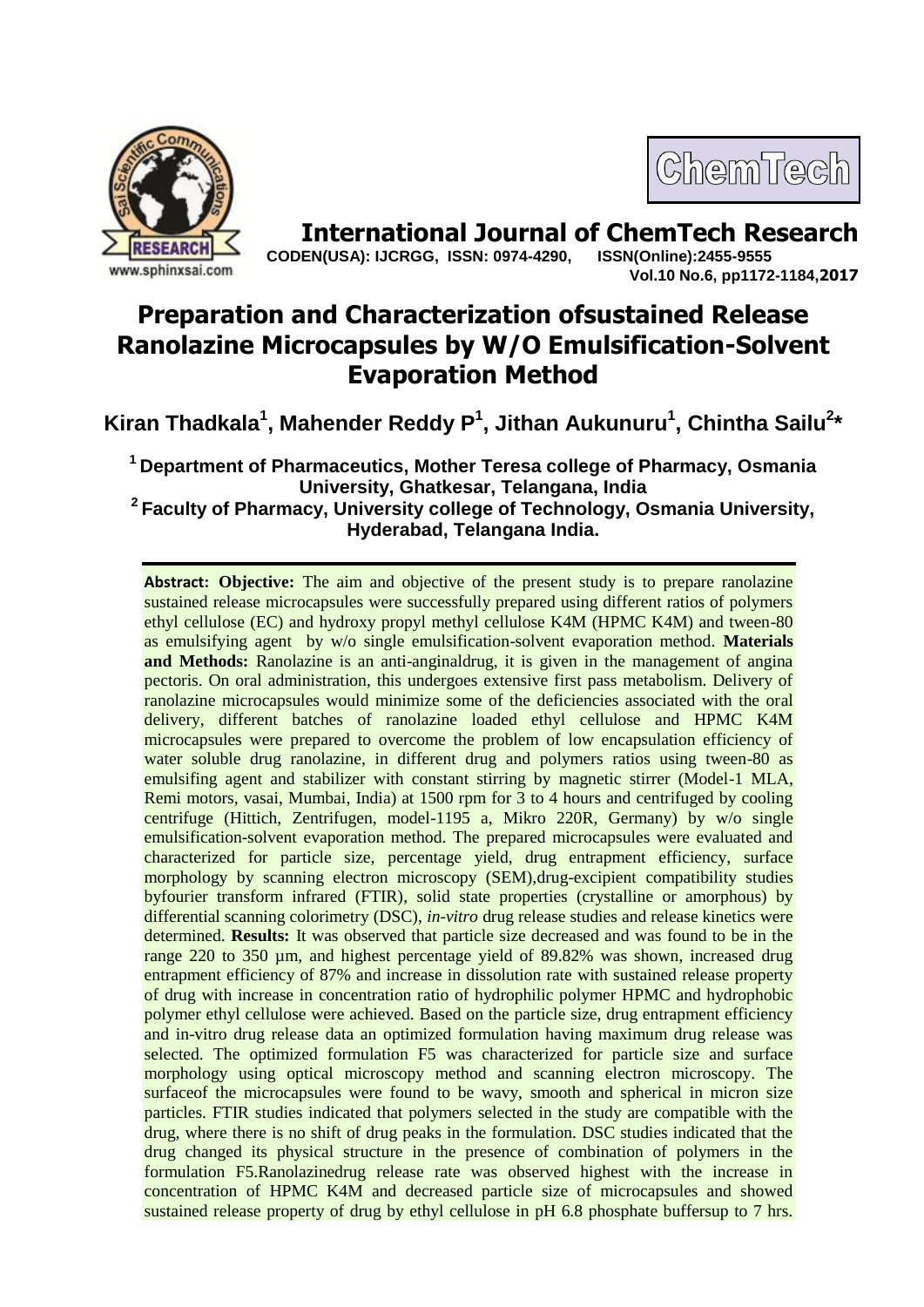# International Journal of ChemTech Research

CODEN(USA): IJCRGG, ISSN: 0974-4290, ISSN(Online):2455-9555
Vol.10 No.6, pp1172-1184,**2017**

# Preparation and Characterization ofsustained Release Ranolazine Microcapsules by W/O Emulsification-Solvent Evaporation Method

**Kiran Thadkala[1], Mahender Reddy P[1], Jithan Aukunuru[1], Chintha Sailu[2]***

[1] **Department of Pharmaceutics, Mother Teresa college of Pharmacy, Osmania University, Ghatkesar, Telangana, India**

[2] **Faculty of Pharmacy, University college of Technology, Osmania University, Hyderabad, Telangana India.**

---

**Abstract: Objective:** The aim and objective of the present study is to prepare ranolazine sustained release microcapsules were successfully prepared using different ratios of polymers ethyl cellulose (EC) and hydroxy propyl methyl cellulose K4M (HPMC K4M) and tween-80 as emulsifying agent by w/o single emulsification-solvent evaporation method. **Materials and Methods:** Ranolazine is an anti-anginaldrug, it is given in the management of angina pectoris. On oral administration, this undergoes extensive first pass metabolism. Delivery of ranolazine microcapsules would minimize some of the deficiencies associated with the oral delivery, different batches of ranolazine loaded ethyl cellulose and HPMC K4M microcapsules were prepared to overcome the problem of low encapsulation efficiency of water soluble drug ranolazine, in different drug and polymers ratios using tween-80 as emulsifing agent and stabilizer with constant stirring by magnetic stirrer (Model-1 MLA, Remi motors, vasai, Mumbai, India) at 1500 rpm for 3 to 4 hours and centrifuged by cooling centrifuge (Hittich, Zentrifugen, model-1195 a, Mikro 220R, Germany) by w/o single emulsification-solvent evaporation method. The prepared microcapsules were evaluated and characterized for particle size, percentage yield, drug entrapment efficiency, surface morphology by scanning electron microscopy (SEM),drug-excipient compatibility studies byfourier transform infrared (FTIR), solid state properties (crystalline or amorphous) by differential scanning colorimetry (DSC), *in-vitro* drug release studies and release kinetics were determined. **Results:** It was observed that particle size decreased and was found to be in the range 220 to 350 µm, and highest percentage yield of 89.82% was shown, increased drug entrapment efficiency of 87% and increase in dissolution rate with sustained release property of drug with increase in concentration ratio of hydrophilic polymer HPMC and hydrophobic polymer ethyl cellulose were achieved. Based on the particle size, drug entrapment efficiency and in-vitro drug release data an optimized formulation having maximum drug release was selected. The optimized formulation F5 was characterized for particle size and surface morphology using optical microscopy method and scanning electron microscopy. The surfaceof the microcapsules were found to be wavy, smooth and spherical in micron size particles. FTIR studies indicated that polymers selected in the study are compatible with the drug, where there is no shift of drug peaks in the formulation. DSC studies indicated that the drug changed its physical structure in the presence of combination of polymers in the formulation F5.Ranolazinedrug release rate was observed highest with the increase in concentration of HPMC K4M and decreased particle size of microcapsules and showed sustained release property of drug by ethyl cellulose in pH 6.8 phosphate buffersup to 7 hrs.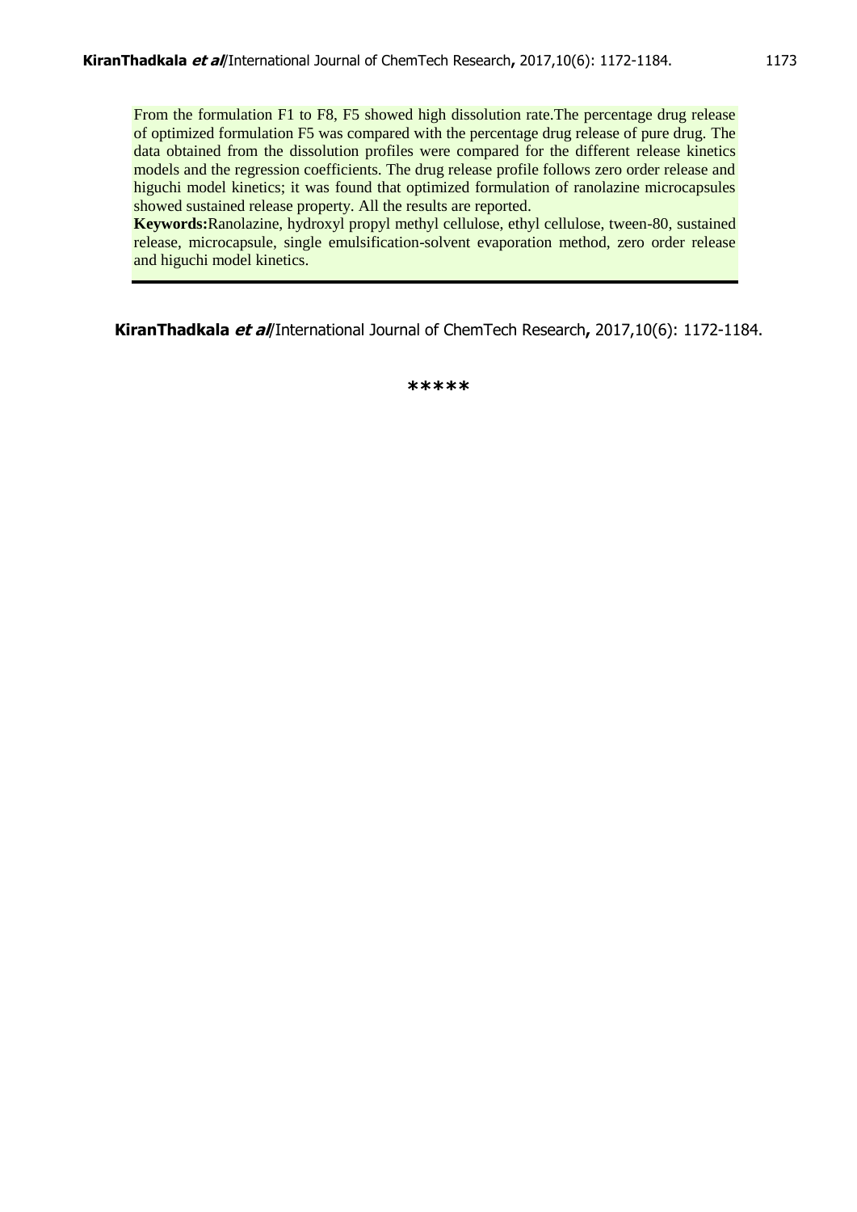From the formulation F1 to F8, F5 showed high dissolution rate.The percentage drug release of optimized formulation F5 was compared with the percentage drug release of pure drug. The data obtained from the dissolution profiles were compared for the different release kinetics models and the regression coefficients. The drug release profile follows zero order release and higuchi model kinetics; it was found that optimized formulation of ranolazine microcapsules showed sustained release property. All the results are reported.

**Keywords:**Ranolazine, hydroxyl propyl methyl cellulose, ethyl cellulose, tween-80, sustained release, microcapsule, single emulsification-solvent evaporation method, zero order release and higuchi model kinetics.

**KiranThadkala *et al***/International Journal of ChemTech Research**,** 2017,10(6): 1172-1184.

*****